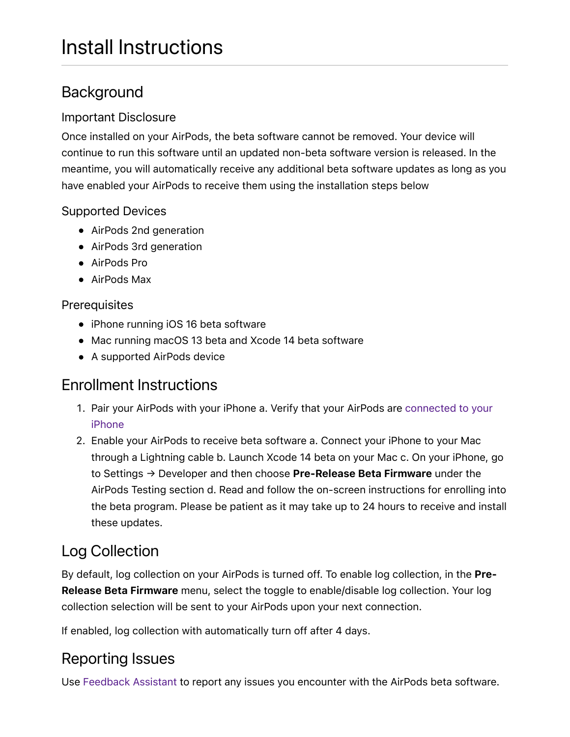# Install Instructions

## Background

### Important Disclosure

Once installed on your AirPods, the beta software cannot be removed. Your device will continue to run this software until an updated non-beta software version is released. In the meantime, you will automatically receive any additional beta software updates as long as you have enabled your AirPods to receive them using the installation steps below

### Supported Devices

- AirPods 2nd generation
- AirPods 3rd generation
- AirPods Pro
- AirPods Max

### Prerequisites

- iPhone running iOS 16 beta software
- Mac running macOS 13 beta and Xcode 14 beta software
- A supported AirPods device

## Enrollment Instructions

1. Pair your AirPods with your iPhone a. Verify that your AirPods are connected to your iPhone
2. Enable your AirPods to receive beta software a. Connect your iPhone to your Mac through a Lightning cable b. Launch Xcode 14 beta on your Mac c. On your iPhone, go to Settings → Developer and then choose **Pre-Release Beta Firmware** under the AirPods Testing section d. Read and follow the on-screen instructions for enrolling into the beta program. Please be patient as it may take up to 24 hours to receive and install these updates.

## Log Collection

By default, log collection on your AirPods is turned off. To enable log collection, in the **Pre-Release Beta Firmware** menu, select the toggle to enable/disable log collection. Your log collection selection will be sent to your AirPods upon your next connection.

If enabled, log collection with automatically turn off after 4 days.

## Reporting Issues

Use Feedback Assistant to report any issues you encounter with the AirPods beta software.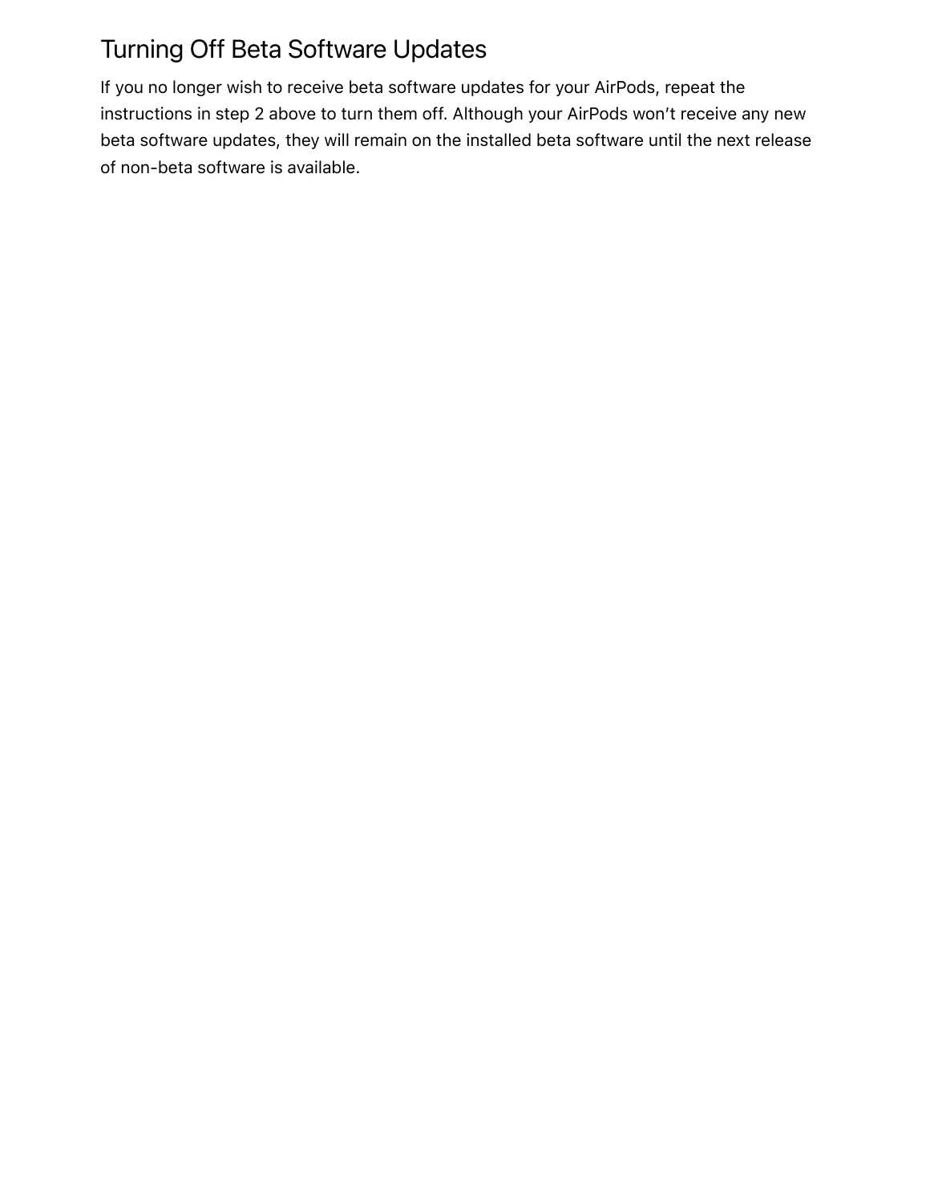## Turning Off Beta Software Updates

If you no longer wish to receive beta software updates for your AirPods, repeat the instructions in step 2 above to turn them off. Although your AirPods won't receive any new beta software updates, they will remain on the installed beta software until the next release of non-beta software is available.